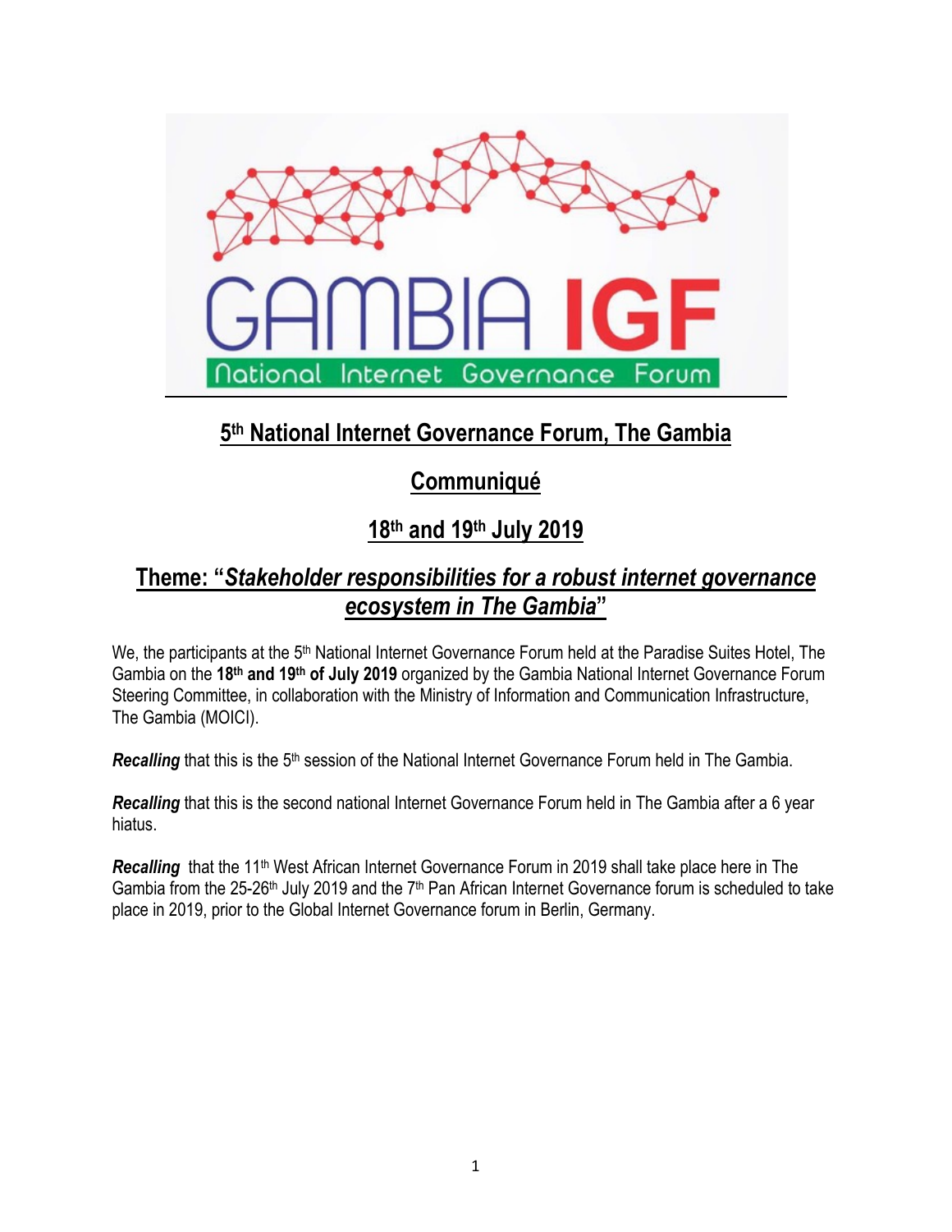# 5th National Internet Governance Forum, The Gambia

## Communiqué

## 18th and 19th July 2019

## Theme: "*Stakeholder responsibilities for a robust internet governance ecosystem in The Gambia*"

We, the participants at the 5th National Internet Governance Forum held at the Paradise Suites Hotel, The Gambia on the **18th and 19th of July 2019** organized by the Gambia National Internet Governance Forum Steering Committee, in collaboration with the Ministry of Information and Communication Infrastructure, The Gambia (MOICI).

***Recalling*** that this is the 5th session of the National Internet Governance Forum held in The Gambia.

***Recalling*** that this is the second national Internet Governance Forum held in The Gambia after a 6 year hiatus.

***Recalling*** that the 11th West African Internet Governance Forum in 2019 shall take place here in The Gambia from the 25-26th July 2019 and the 7th Pan African Internet Governance forum is scheduled to take place in 2019, prior to the Global Internet Governance forum in Berlin, Germany.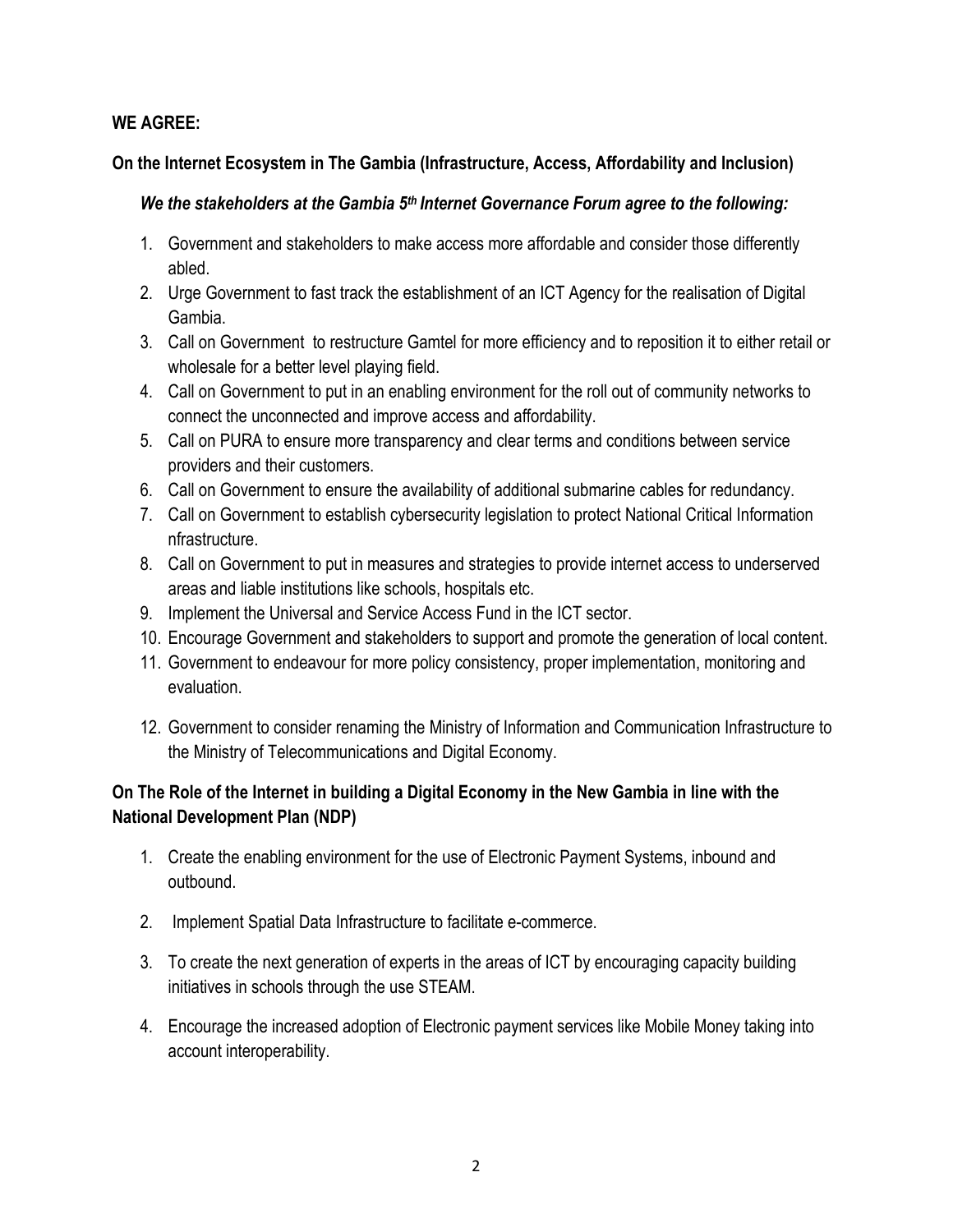**WE AGREE:**

**On the Internet Ecosystem in The Gambia (Infrastructure, Access, Affordability and Inclusion)**

***We the stakeholders at the Gambia 5th Internet Governance Forum agree to the following:***

1. Government and stakeholders to make access more affordable and consider those differently abled.
2. Urge Government to fast track the establishment of an ICT Agency for the realisation of Digital Gambia.
3. Call on Government to restructure Gamtel for more efficiency and to reposition it to either retail or wholesale for a better level playing field.
4. Call on Government to put in an enabling environment for the roll out of community networks to connect the unconnected and improve access and affordability.
5. Call on PURA to ensure more transparency and clear terms and conditions between service providers and their customers.
6. Call on Government to ensure the availability of additional submarine cables for redundancy.
7. Call on Government to establish cybersecurity legislation to protect National Critical Information nfrastructure.
8. Call on Government to put in measures and strategies to provide internet access to underserved areas and liable institutions like schools, hospitals etc.
9. Implement the Universal and Service Access Fund in the ICT sector.
10. Encourage Government and stakeholders to support and promote the generation of local content.
11. Government to endeavour for more policy consistency, proper implementation, monitoring and evaluation.
12. Government to consider renaming the Ministry of Information and Communication Infrastructure to the Ministry of Telecommunications and Digital Economy.

**On The Role of the Internet in building a Digital Economy in the New Gambia in line with the National Development Plan (NDP)**

1. Create the enabling environment for the use of Electronic Payment Systems, inbound and outbound.
2. Implement Spatial Data Infrastructure to facilitate e-commerce.
3. To create the next generation of experts in the areas of ICT by encouraging capacity building initiatives in schools through the use STEAM.
4. Encourage the increased adoption of Electronic payment services like Mobile Money taking into account interoperability.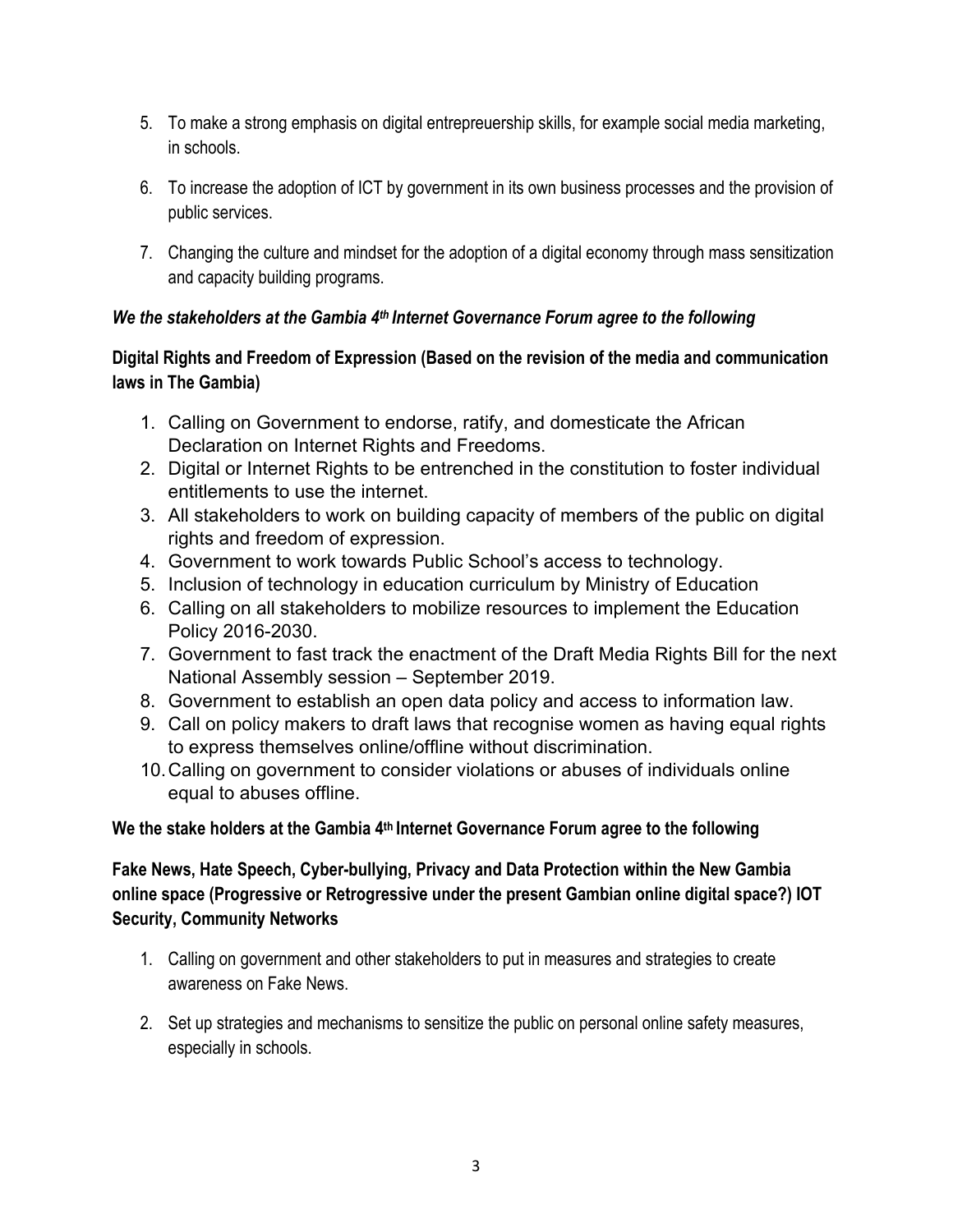5. To make a strong emphasis on digital entrepreuership skills, for example social media marketing, in schools.

6. To increase the adoption of ICT by government in its own business processes and the provision of public services.

7. Changing the culture and mindset for the adoption of a digital economy through mass sensitization and capacity building programs.

***We the stakeholders at the Gambia 4th Internet Governance Forum agree to the following***

**Digital Rights and Freedom of Expression (Based on the revision of the media and communication laws in The Gambia)**

1. Calling on Government to endorse, ratify, and domesticate the African Declaration on Internet Rights and Freedoms.
2. Digital or Internet Rights to be entrenched in the constitution to foster individual entitlements to use the internet.
3. All stakeholders to work on building capacity of members of the public on digital rights and freedom of expression.
4. Government to work towards Public School's access to technology.
5. Inclusion of technology in education curriculum by Ministry of Education
6. Calling on all stakeholders to mobilize resources to implement the Education Policy 2016-2030.
7. Government to fast track the enactment of the Draft Media Rights Bill for the next National Assembly session – September 2019.
8. Government to establish an open data policy and access to information law.
9. Call on policy makers to draft laws that recognise women as having equal rights to express themselves online/offline without discrimination.
10. Calling on government to consider violations or abuses of individuals online equal to abuses offline.

**We the stake holders at the Gambia 4th Internet Governance Forum agree to the following**

**Fake News, Hate Speech, Cyber-bullying, Privacy and Data Protection within the New Gambia online space (Progressive or Retrogressive under the present Gambian online digital space?) IOT Security, Community Networks**

1. Calling on government and other stakeholders to put in measures and strategies to create awareness on Fake News.

2. Set up strategies and mechanisms to sensitize the public on personal online safety measures, especially in schools.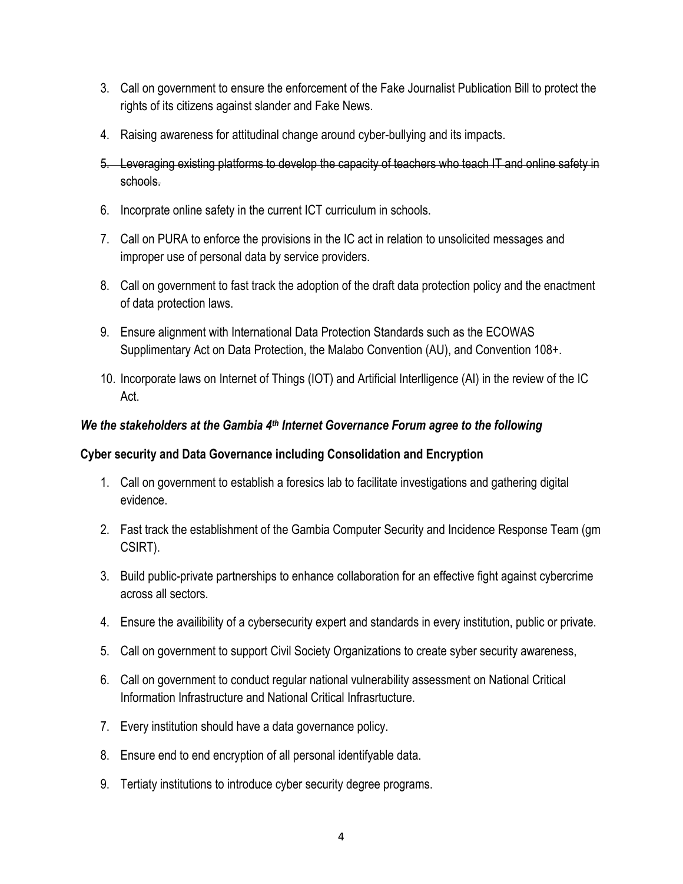3. Call on government to ensure the enforcement of the Fake Journalist Publication Bill to protect the rights of its citizens against slander and Fake News.

4. Raising awareness for attitudinal change around cyber-bullying and its impacts.

5. ~~Leveraging existing platforms to develop the capacity of teachers who teach IT and online safety in schools.~~

6. Incorprate online safety in the current ICT curriculum in schools.

7. Call on PURA to enforce the provisions in the IC act in relation to unsolicited messages and improper use of personal data by service providers.

8. Call on government to fast track the adoption of the draft data protection policy and the enactment of data protection laws.

9. Ensure alignment with International Data Protection Standards such as the ECOWAS Supplimentary Act on Data Protection, the Malabo Convention (AU), and Convention 108+.

10. Incorporate laws on Internet of Things (IOT) and Artificial Interlligence (AI) in the review of the IC Act.

***We the stakeholders at the Gambia 4th Internet Governance Forum agree to the following***

**Cyber security and Data Governance including Consolidation and Encryption**

1. Call on government to establish a foresics lab to facilitate investigations and gathering digital evidence.

2. Fast track the establishment of the Gambia Computer Security and Incidence Response Team (gm CSIRT).

3. Build public-private partnerships to enhance collaboration for an effective fight against cybercrime across all sectors.

4. Ensure the availibility of a cybersecurity expert and standards in every institution, public or private.

5. Call on government to support Civil Society Organizations to create syber security awareness,

6. Call on government to conduct regular national vulnerability assessment on National Critical Information Infrastructure and National Critical Infrasrtucture.

7. Every institution should have a data governance policy.

8. Ensure end to end encryption of all personal identifyable data.

9. Tertiaty institutions to introduce cyber security degree programs.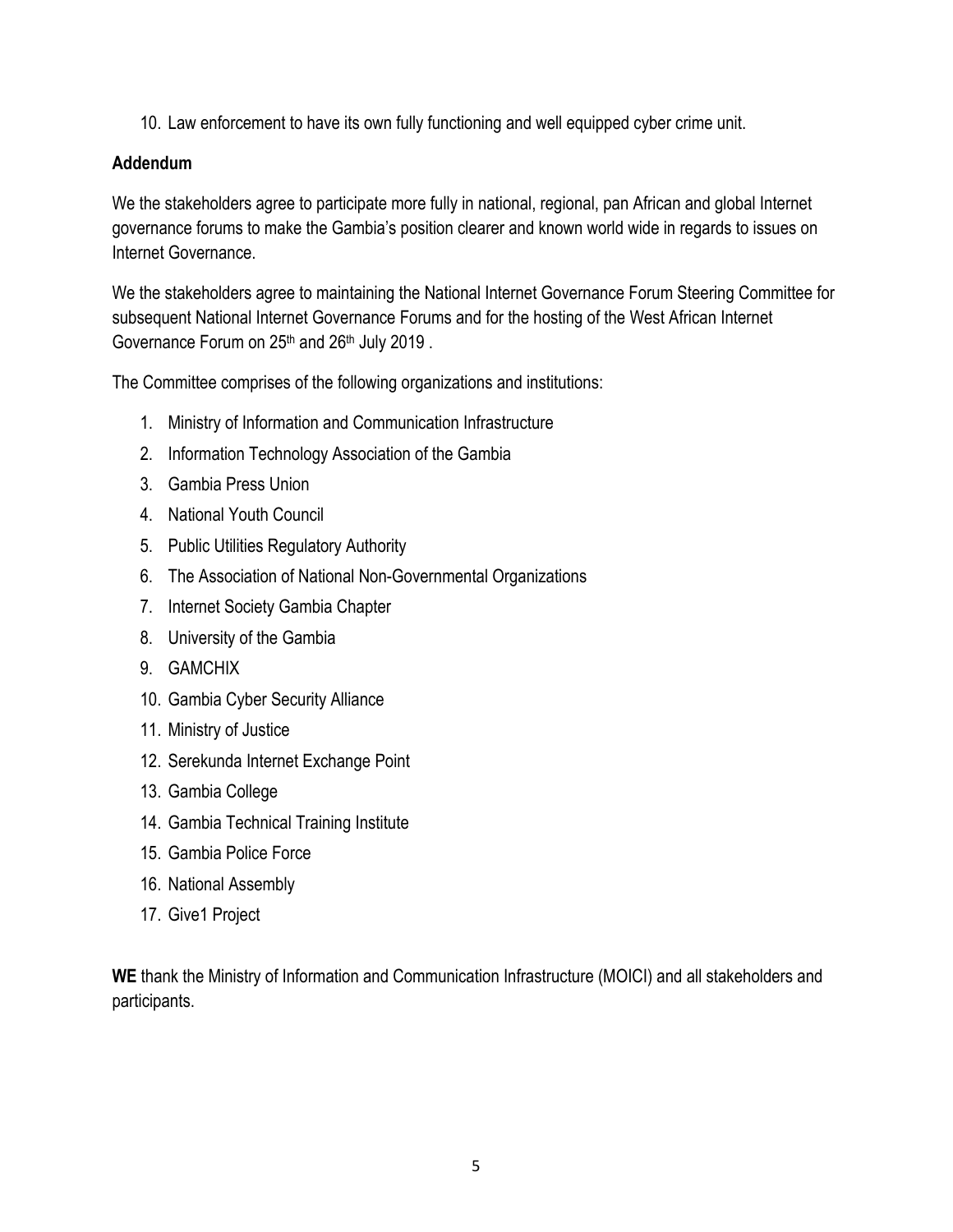10. Law enforcement to have its own fully functioning and well equipped cyber crime unit.

**Addendum**

We the stakeholders agree to participate more fully in national, regional, pan African and global Internet governance forums to make the Gambia's position clearer and known world wide in regards to issues on Internet Governance.

We the stakeholders agree to maintaining the National Internet Governance Forum Steering Committee for subsequent National Internet Governance Forums and for the hosting of the West African Internet Governance Forum on 25th and 26th July 2019 .

The Committee comprises of the following organizations and institutions:

1. Ministry of Information and Communication Infrastructure
2. Information Technology Association of the Gambia
3. Gambia Press Union
4. National Youth Council
5. Public Utilities Regulatory Authority
6. The Association of National Non-Governmental Organizations
7. Internet Society Gambia Chapter
8. University of the Gambia
9. GAMCHIX
10. Gambia Cyber Security Alliance
11. Ministry of Justice
12. Serekunda Internet Exchange Point
13. Gambia College
14. Gambia Technical Training Institute
15. Gambia Police Force
16. National Assembly
17. Give1 Project

**WE** thank the Ministry of Information and Communication Infrastructure (MOICI) and all stakeholders and participants.